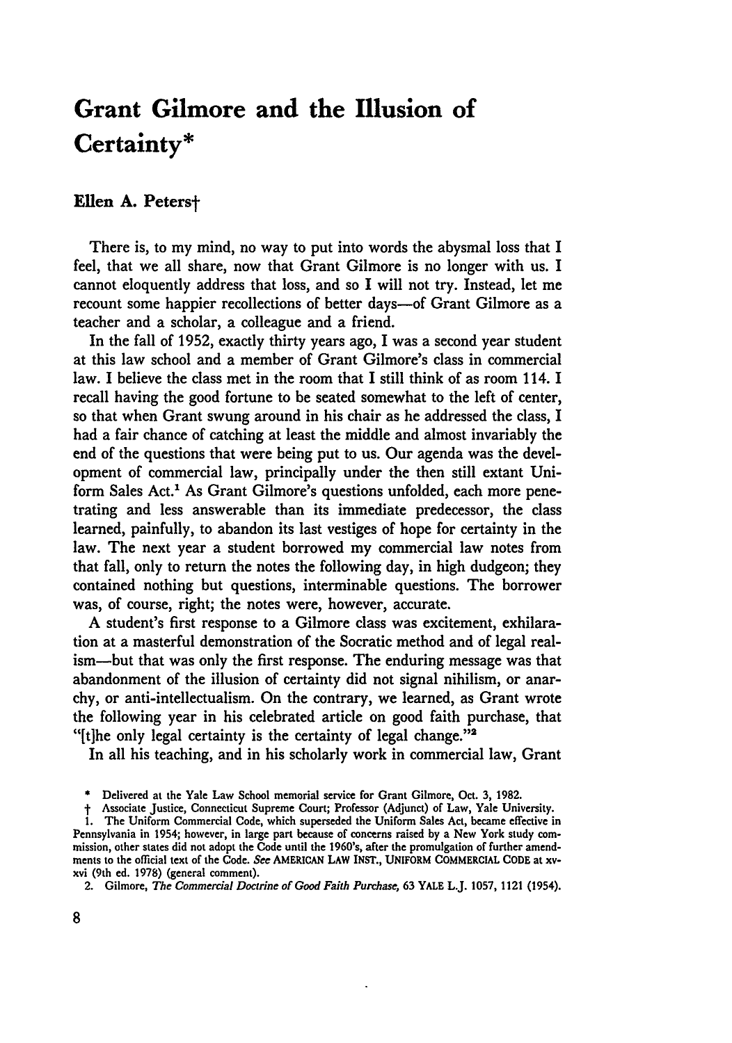# Grant Gilmore and the Illusion of Certainty*

**Ellen A. Peters†**

There is, to my mind, no way to put into words the abysmal loss that I feel, that we all share, now that Grant Gilmore is no longer with us. I cannot eloquently address that loss, and so I will not try. Instead, let me recount some happier recollections of better days—of Grant Gilmore as a teacher and a scholar, a colleague and a friend.

In the fall of 1952, exactly thirty years ago, I was a second year student at this law school and a member of Grant Gilmore's class in commercial law. I believe the class met in the room that I still think of as room 114. I recall having the good fortune to be seated somewhat to the left of center, so that when Grant swung around in his chair as he addressed the class, I had a fair chance of catching at least the middle and almost invariably the end of the questions that were being put to us. Our agenda was the development of commercial law, principally under the then still extant Uniform Sales Act.[1] As Grant Gilmore's questions unfolded, each more penetrating and less answerable than its immediate predecessor, the class learned, painfully, to abandon its last vestiges of hope for certainty in the law. The next year a student borrowed my commercial law notes from that fall, only to return the notes the following day, in high dudgeon; they contained nothing but questions, interminable questions. The borrower was, of course, right; the notes were, however, accurate.

A student's first response to a Gilmore class was excitement, exhilaration at a masterful demonstration of the Socratic method and of legal realism—but that was only the first response. The enduring message was that abandonment of the illusion of certainty did not signal nihilism, or anarchy, or anti-intellectualism. On the contrary, we learned, as Grant wrote the following year in his celebrated article on good faith purchase, that "[t]he only legal certainty is the certainty of legal change."[2]

In all his teaching, and in his scholarly work in commercial law, Grant

* Delivered at the Yale Law School memorial service for Grant Gilmore, Oct. 3, 1982.

† Associate Justice, Connecticut Supreme Court; Professor (Adjunct) of Law, Yale University.

1. The Uniform Commercial Code, which superseded the Uniform Sales Act, became effective in Pennsylvania in 1954; however, in large part because of concerns raised by a New York study commission, other states did not adopt the Code until the 1960's, after the promulgation of further amendments to the official text of the Code. *See* AMERICAN LAW INST., UNIFORM COMMERCIAL CODE at xv-xvi (9th ed. 1978) (general comment).

2. Gilmore, *The Commercial Doctrine of Good Faith Purchase*, 63 YALE L.J. 1057, 1121 (1954).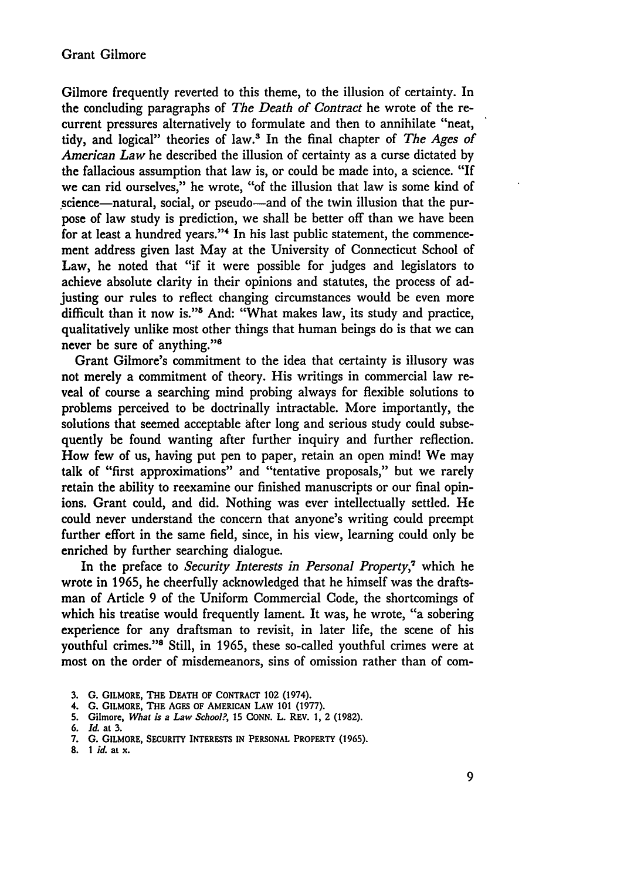Gilmore frequently reverted to this theme, to the illusion of certainty. In the concluding paragraphs of *The Death of Contract* he wrote of the recurrent pressures alternatively to formulate and then to annihilate "neat, tidy, and logical" theories of law.[3] In the final chapter of *The Ages of American Law* he described the illusion of certainty as a curse dictated by the fallacious assumption that law is, or could be made into, a science. "If we can rid ourselves," he wrote, "of the illusion that law is some kind of science—natural, social, or pseudo—and of the twin illusion that the purpose of law study is prediction, we shall be better off than we have been for at least a hundred years."[4] In his last public statement, the commencement address given last May at the University of Connecticut School of Law, he noted that "if it were possible for judges and legislators to achieve absolute clarity in their opinions and statutes, the process of adjusting our rules to reflect changing circumstances would be even more difficult than it now is."[5] And: "What makes law, its study and practice, qualitatively unlike most other things that human beings do is that we can never be sure of anything."[6]

Grant Gilmore's commitment to the idea that certainty is illusory was not merely a commitment of theory. His writings in commercial law reveal of course a searching mind probing always for flexible solutions to problems perceived to be doctrinally intractable. More importantly, the solutions that seemed acceptable after long and serious study could subsequently be found wanting after further inquiry and further reflection. How few of us, having put pen to paper, retain an open mind! We may talk of "first approximations" and "tentative proposals," but we rarely retain the ability to reexamine our finished manuscripts or our final opinions. Grant could, and did. Nothing was ever intellectually settled. He could never understand the concern that anyone's writing could preempt further effort in the same field, since, in his view, learning could only be enriched by further searching dialogue.

In the preface to *Security Interests in Personal Property*,[7] which he wrote in 1965, he cheerfully acknowledged that he himself was the draftsman of Article 9 of the Uniform Commercial Code, the shortcomings of which his treatise would frequently lament. It was, he wrote, "a sobering experience for any draftsman to revisit, in later life, the scene of his youthful crimes."[8] Still, in 1965, these so-called youthful crimes were at most on the order of misdemeanors, sins of omission rather than of com-

3. G. GILMORE, THE DEATH OF CONTRACT 102 (1974).
4. G. GILMORE, THE AGES OF AMERICAN LAW 101 (1977).
5. Gilmore, *What is a Law School?*, 15 CONN. L. REV. 1, 2 (1982).
6. *Id.* at 3.
7. G. GILMORE, SECURITY INTERESTS IN PERSONAL PROPERTY (1965).
8. 1 *id.* at x.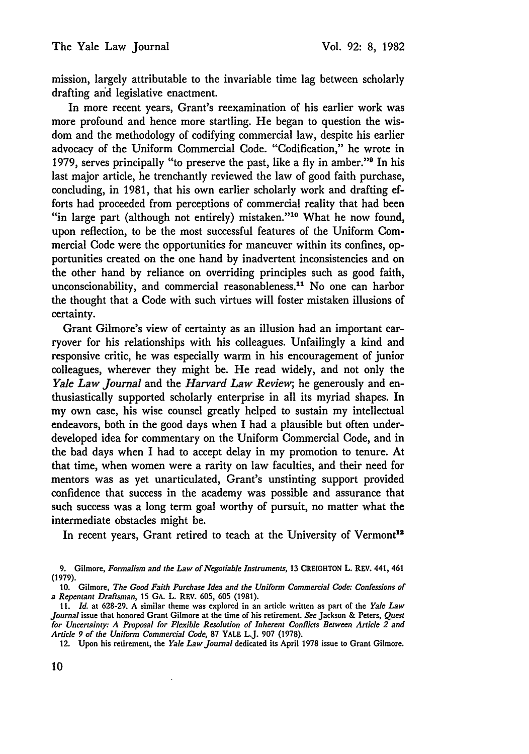mission, largely attributable to the invariable time lag between scholarly drafting and legislative enactment.

In more recent years, Grant's reexamination of his earlier work was more profound and hence more startling. He began to question the wisdom and the methodology of codifying commercial law, despite his earlier advocacy of the Uniform Commercial Code. "Codification," he wrote in 1979, serves principally "to preserve the past, like a fly in amber."[9] In his last major article, he trenchantly reviewed the law of good faith purchase, concluding, in 1981, that his own earlier scholarly work and drafting efforts had proceeded from perceptions of commercial reality that had been "in large part (although not entirely) mistaken."[10] What he now found, upon reflection, to be the most successful features of the Uniform Commercial Code were the opportunities for maneuver within its confines, opportunities created on the one hand by inadvertent inconsistencies and on the other hand by reliance on overriding principles such as good faith, unconscionability, and commercial reasonableness.[11] No one can harbor the thought that a Code with such virtues will foster mistaken illusions of certainty.

Grant Gilmore's view of certainty as an illusion had an important carryover for his relationships with his colleagues. Unfailingly a kind and responsive critic, he was especially warm in his encouragement of junior colleagues, wherever they might be. He read widely, and not only the *Yale Law Journal* and the *Harvard Law Review*; he generously and enthusiastically supported scholarly enterprise in all its myriad shapes. In my own case, his wise counsel greatly helped to sustain my intellectual endeavors, both in the good days when I had a plausible but often underdeveloped idea for commentary on the Uniform Commercial Code, and in the bad days when I had to accept delay in my promotion to tenure. At that time, when women were a rarity on law faculties, and their need for mentors was as yet unarticulated, Grant's unstinting support provided confidence that success in the academy was possible and assurance that such success was a long term goal worthy of pursuit, no matter what the intermediate obstacles might be.

In recent years, Grant retired to teach at the University of Vermont[12]

---

9. Gilmore, *Formalism and the Law of Negotiable Instruments*, 13 CREIGHTON L. REV. 441, 461 (1979).

10. Gilmore, *The Good Faith Purchase Idea and the Uniform Commercial Code: Confessions of a Repentant Draftsman*, 15 GA. L. REV. 605, 605 (1981).

11. *Id.* at 628-29. A similar theme was explored in an article written as part of the *Yale Law Journal* issue that honored Grant Gilmore at the time of his retirement. *See* Jackson & Peters, *Quest for Uncertainty: A Proposal for Flexible Resolution of Inherent Conflicts Between Article 2 and Article 9 of the Uniform Commercial Code*, 87 YALE L.J. 907 (1978).

12. Upon his retirement, the *Yale Law Journal* dedicated its April 1978 issue to Grant Gilmore.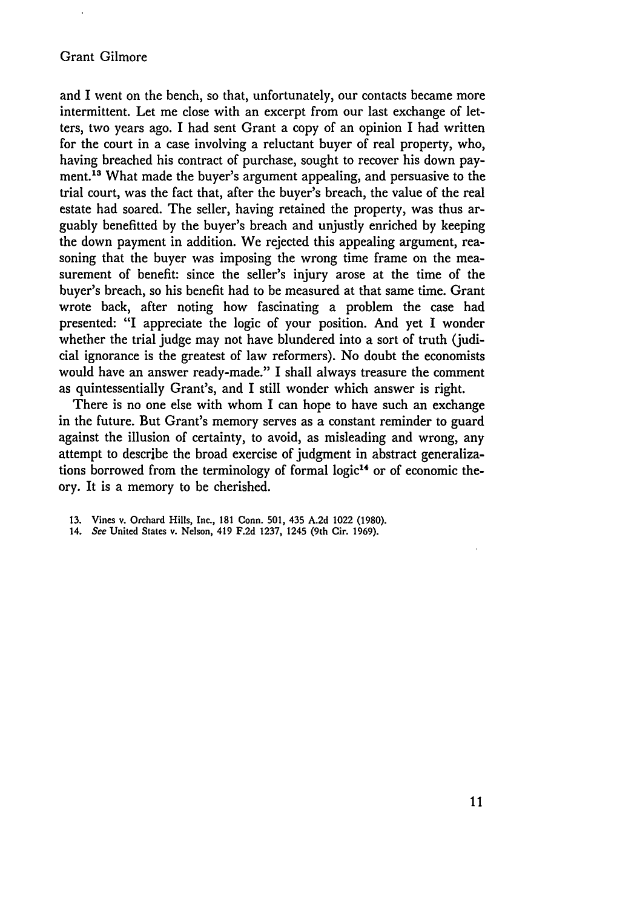and I went on the bench, so that, unfortunately, our contacts became more intermittent. Let me close with an excerpt from our last exchange of letters, two years ago. I had sent Grant a copy of an opinion I had written for the court in a case involving a reluctant buyer of real property, who, having breached his contract of purchase, sought to recover his down payment.[13] What made the buyer's argument appealing, and persuasive to the trial court, was the fact that, after the buyer's breach, the value of the real estate had soared. The seller, having retained the property, was thus arguably benefitted by the buyer's breach and unjustly enriched by keeping the down payment in addition. We rejected this appealing argument, reasoning that the buyer was imposing the wrong time frame on the measurement of benefit: since the seller's injury arose at the time of the buyer's breach, so his benefit had to be measured at that same time. Grant wrote back, after noting how fascinating a problem the case had presented: "I appreciate the logic of your position. And yet I wonder whether the trial judge may not have blundered into a sort of truth (judicial ignorance is the greatest of law reformers). No doubt the economists would have an answer ready-made." I shall always treasure the comment as quintessentially Grant's, and I still wonder which answer is right.

There is no one else with whom I can hope to have such an exchange in the future. But Grant's memory serves as a constant reminder to guard against the illusion of certainty, to avoid, as misleading and wrong, any attempt to describe the broad exercise of judgment in abstract generalizations borrowed from the terminology of formal logic[14] or of economic theory. It is a memory to be cherished.

13. Vines v. Orchard Hills, Inc., 181 Conn. 501, 435 A.2d 1022 (1980).

14. *See* United States v. Nelson, 419 F.2d 1237, 1245 (9th Cir. 1969).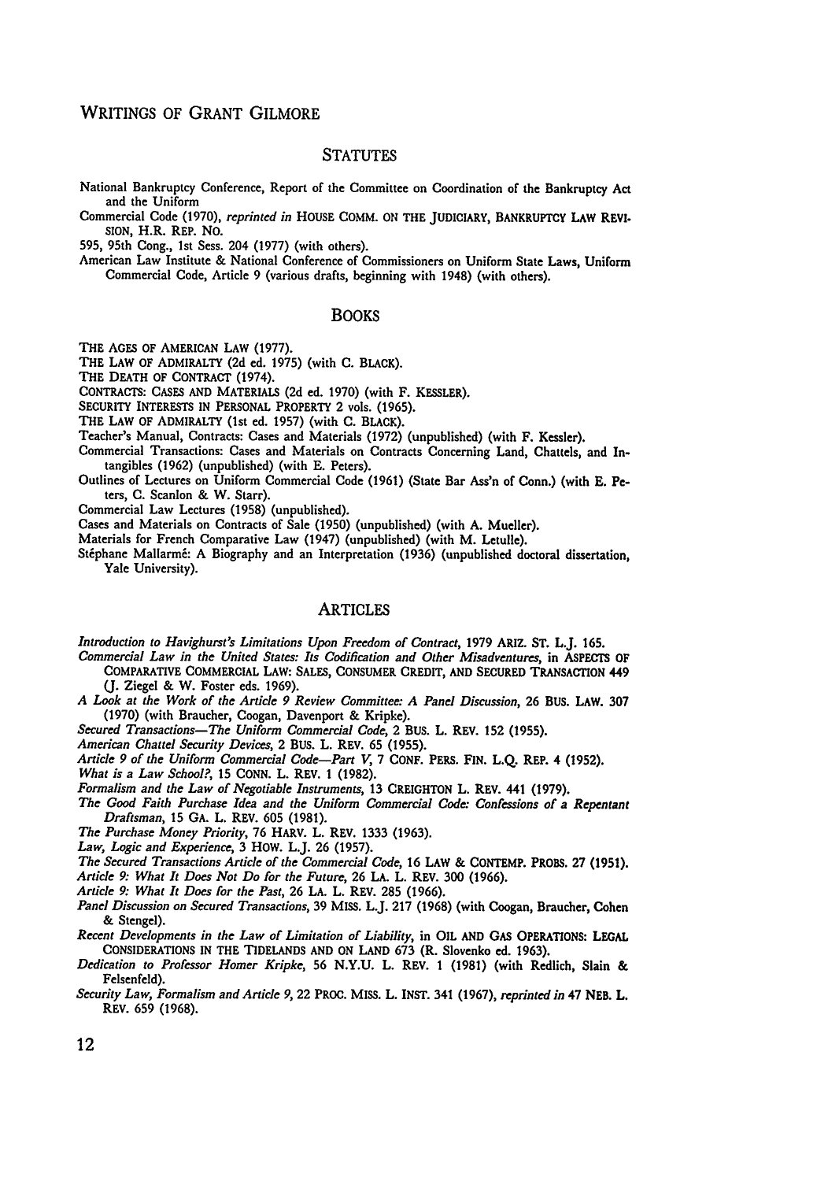# WRITINGS OF GRANT GILMORE

## STATUTES

National Bankruptcy Conference, Report of the Committee on Coordination of the Bankruptcy Act and the Uniform

Commercial Code (1970), *reprinted in* HOUSE COMM. ON THE JUDICIARY, BANKRUPTCY LAW REVISION, H.R. REP. NO.

595, 95th Cong., 1st Sess. 204 (1977) (with others).

American Law Institute & National Conference of Commissioners on Uniform State Laws, Uniform Commercial Code, Article 9 (various drafts, beginning with 1948) (with others).

## BOOKS

THE AGES OF AMERICAN LAW (1977).

THE LAW OF ADMIRALTY (2d ed. 1975) (with C. BLACK).

THE DEATH OF CONTRACT (1974).

CONTRACTS: CASES AND MATERIALS (2d ed. 1970) (with F. KESSLER).

SECURITY INTERESTS IN PERSONAL PROPERTY 2 vols. (1965).

THE LAW OF ADMIRALTY (1st ed. 1957) (with C. BLACK).

Teacher's Manual, Contracts: Cases and Materials (1972) (unpublished) (with F. Kessler).

Commercial Transactions: Cases and Materials on Contracts Concerning Land, Chattels, and Intangibles (1962) (unpublished) (with E. Peters).

Outlines of Lectures on Uniform Commercial Code (1961) (State Bar Ass'n of Conn.) (with E. Peters, C. Scanlon & W. Starr).

Commercial Law Lectures (1958) (unpublished).

Cases and Materials on Contracts of Sale (1950) (unpublished) (with A. Mueller).

Materials for French Comparative Law (1947) (unpublished) (with M. Letulle).

Stéphane Mallarmé: A Biography and an Interpretation (1936) (unpublished doctoral dissertation, Yale University).

## ARTICLES

*Introduction to Havighurst's Limitations Upon Freedom of Contract*, 1979 ARIZ. ST. L.J. 165.

*Commercial Law in the United States: Its Codification and Other Misadventures*, in ASPECTS OF COMPARATIVE COMMERCIAL LAW: SALES, CONSUMER CREDIT, AND SECURED TRANSACTION 449 (J. Ziegel & W. Foster eds. 1969).

*A Look at the Work of the Article 9 Review Committee: A Panel Discussion*, 26 BUS. LAW. 307 (1970) (with Braucher, Coogan, Davenport & Kripke).

*Secured Transactions—The Uniform Commercial Code*, 2 BUS. L. REV. 152 (1955).

*American Chattel Security Devices*, 2 BUS. L. REV. 65 (1955).

*Article 9 of the Uniform Commercial Code—Part V*, 7 CONF. PERS. FIN. L.Q. REP. 4 (1952).

*What is a Law School?*, 15 CONN. L. REV. 1 (1982).

*Formalism and the Law of Negotiable Instruments*, 13 CREIGHTON L. REV. 441 (1979).

*The Good Faith Purchase Idea and the Uniform Commercial Code: Confessions of a Repentant Draftsman*, 15 GA. L. REV. 605 (1981).

*The Purchase Money Priority*, 76 HARV. L. REV. 1333 (1963).

*Law, Logic and Experience*, 3 HOW. L.J. 26 (1957).

*The Secured Transactions Article of the Commercial Code*, 16 LAW & CONTEMP. PROBS. 27 (1951).

*Article 9: What It Does Not Do for the Future*, 26 LA. L. REV. 300 (1966).

*Article 9: What It Does for the Past*, 26 LA. L. REV. 285 (1966).

*Panel Discussion on Secured Transactions*, 39 MISS. L.J. 217 (1968) (with Coogan, Braucher, Cohen & Stengel).

*Recent Developments in the Law of Limitation of Liability*, in OIL AND GAS OPERATIONS: LEGAL CONSIDERATIONS IN THE TIDELANDS AND ON LAND 673 (R. Slovenko ed. 1963).

*Dedication to Professor Homer Kripke*, 56 N.Y.U. L. REV. 1 (1981) (with Redlich, Slain & Felsenfeld).

*Security Law, Formalism and Article 9*, 22 PROC. MISS. L. INST. 341 (1967), *reprinted in* 47 NEB. L. REV. 659 (1968).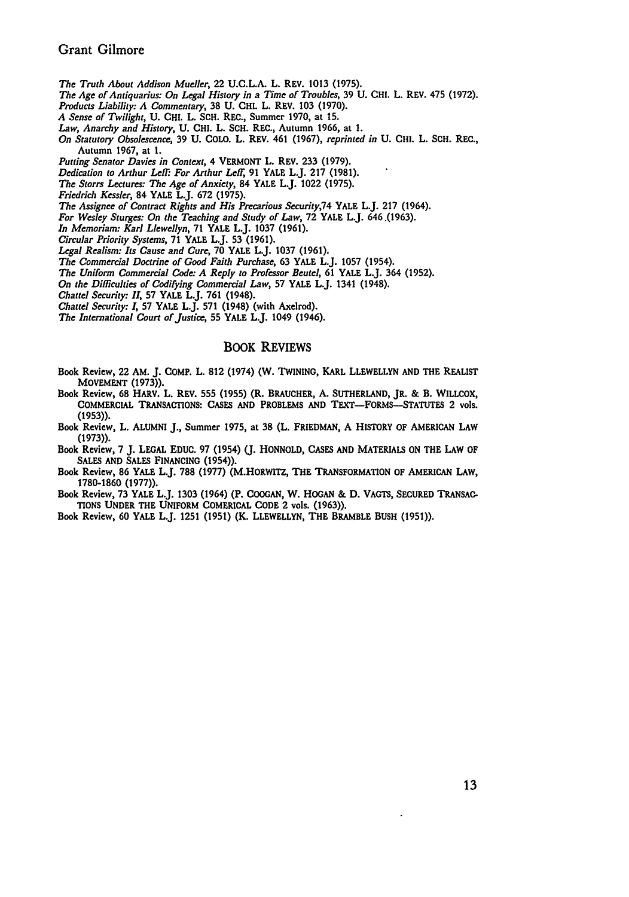*The Truth About Addison Mueller*, 22 U.C.L.A. L. REV. 1013 (1975).
*The Age of Antiquarius: On Legal History in a Time of Troubles*, 39 U. CHI. L. REV. 475 (1972).
*Products Liability: A Commentary*, 38 U. CHI. L. REV. 103 (1970).
*A Sense of Twilight*, U. CHI. L. SCH. REC., Summer 1970, at 15.
*Law, Anarchy and History*, U. CHI. L. SCH. REC., Autumn 1966, at 1.
*On Statutory Obsolescence*, 39 U. COLO. L. REV. 461 (1967), *reprinted in* U. CHI. L. SCH. REC., Autumn 1967, at 1.
*Putting Senator Davies in Context*, 4 VERMONT L. REV. 233 (1979).
*Dedication to Arthur Leff: For Arthur Leff*, 91 YALE L.J. 217 (1981).
*The Storrs Lectures: The Age of Anxiety*, 84 YALE L.J. 1022 (1975).
*Friedrich Kessler*, 84 YALE L.J. 672 (1975).
*The Assignee of Contract Rights and His Precarious Security*,74 YALE L.J. 217 (1964).
*For Wesley Sturges: On the Teaching and Study of Law*, 72 YALE L.J. 646 (1963).
*In Memoriam: Karl Llewellyn*, 71 YALE L.J. 1037 (1961).
*Circular Priority Systems*, 71 YALE L.J. 53 (1961).
*Legal Realism: Its Cause and Cure*, 70 YALE L.J. 1037 (1961).
*The Commercial Doctrine of Good Faith Purchase*, 63 YALE L.J. 1057 (1954).
*The Uniform Commercial Code: A Reply to Professor Beutel*, 61 YALE L.J. 364 (1952).
*On the Difficulties of Codifying Commercial Law*, 57 YALE L.J. 1341 (1948).
*Chattel Security: II*, 57 YALE L.J. 761 (1948).
*Chattel Security: I*, 57 YALE L.J. 571 (1948) (with Axelrod).
*The International Court of Justice*, 55 YALE L.J. 1049 (1946).

## BOOK REVIEWS

Book Review, 22 AM. J. COMP. L. 812 (1974) (W. TWINING, KARL LLEWELLYN AND THE REALIST MOVEMENT (1973)).

Book Review, 68 HARV. L. REV. 555 (1955) (R. BRAUCHER, A. SUTHERLAND, JR. & B. WILLCOX, COMMERCIAL TRANSACTIONS: CASES AND PROBLEMS AND TEXT—FORMS—STATUTES 2 vols. (1953)).

Book Review, L. ALUMNI J., Summer 1975, at 38 (L. FRIEDMAN, A HISTORY OF AMERICAN LAW (1973)).

Book Review, 7 J. LEGAL EDUC. 97 (1954) (J. HONNOLD, CASES AND MATERIALS ON THE LAW OF SALES AND SALES FINANCING (1954)).

Book Review, 86 YALE L.J. 788 (1977) (M.HORWITZ, THE TRANSFORMATION OF AMERICAN LAW, 1780-1860 (1977)).

Book Review, 73 YALE L.J. 1303 (1964) (P. COOGAN, W. HOGAN & D. VAGTS, SECURED TRANSACTIONS UNDER THE UNIFORM COMERICAL CODE 2 vols. (1963)).

Book Review, 60 YALE L.J. 1251 (1951) (K. LLEWELLYN, THE BRAMBLE BUSH (1951)).